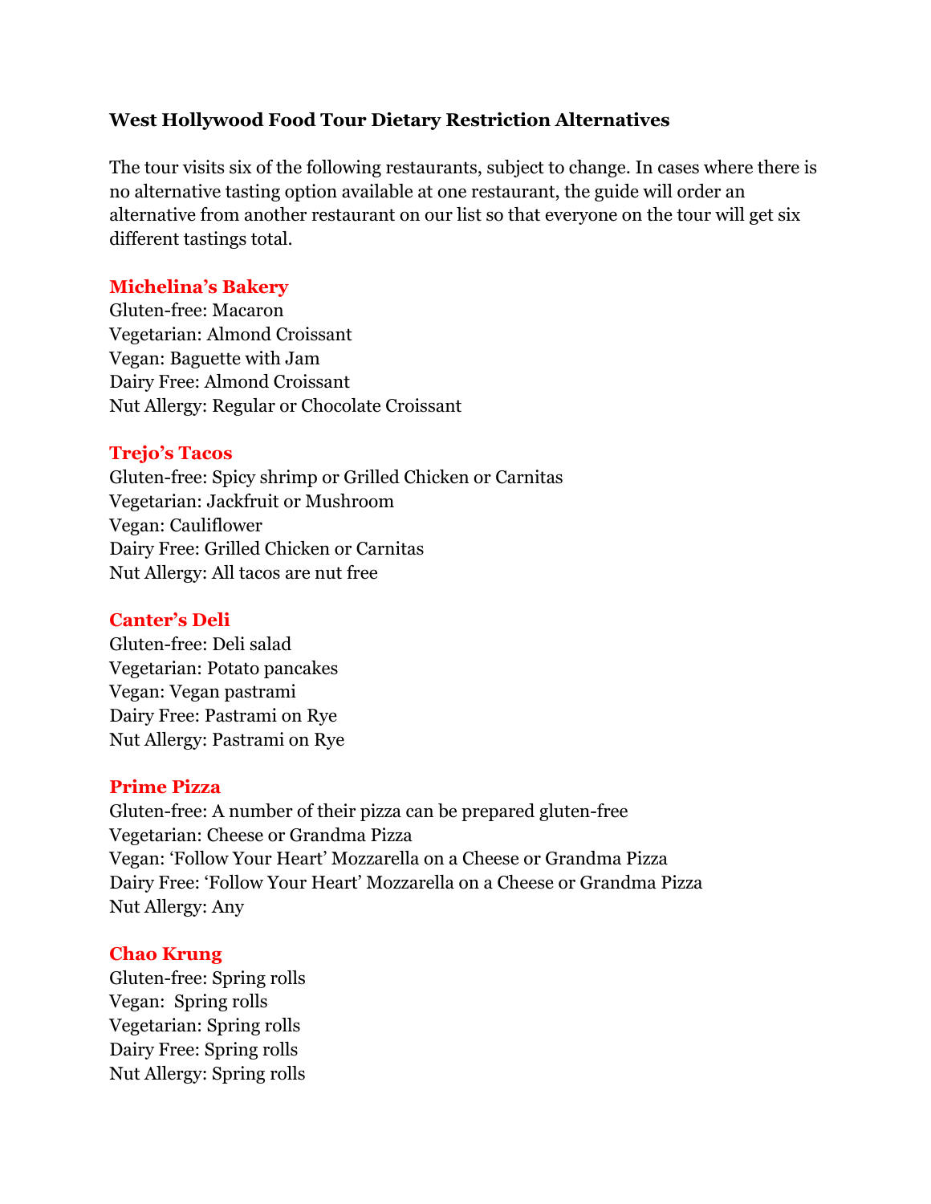**West Hollywood Food Tour Dietary Restriction Alternatives**

The tour visits six of the following restaurants, subject to change. In cases where there is no alternative tasting option available at one restaurant, the guide will order an alternative from another restaurant on our list so that everyone on the tour will get six different tastings total.

### Michelina's Bakery

Gluten-free: Macaron
Vegetarian: Almond Croissant
Vegan: Baguette with Jam
Dairy Free: Almond Croissant
Nut Allergy: Regular or Chocolate Croissant

### Trejo's Tacos

Gluten-free: Spicy shrimp or Grilled Chicken or Carnitas
Vegetarian: Jackfruit or Mushroom
Vegan: Cauliflower
Dairy Free: Grilled Chicken or Carnitas
Nut Allergy: All tacos are nut free

### Canter's Deli

Gluten-free: Deli salad
Vegetarian: Potato pancakes
Vegan: Vegan pastrami
Dairy Free: Pastrami on Rye
Nut Allergy: Pastrami on Rye

### Prime Pizza

Gluten-free: A number of their pizza can be prepared gluten-free
Vegetarian: Cheese or Grandma Pizza
Vegan: 'Follow Your Heart' Mozzarella on a Cheese or Grandma Pizza
Dairy Free: 'Follow Your Heart' Mozzarella on a Cheese or Grandma Pizza
Nut Allergy: Any

### Chao Krung

Gluten-free: Spring rolls
Vegan: Spring rolls
Vegetarian: Spring rolls
Dairy Free: Spring rolls
Nut Allergy: Spring rolls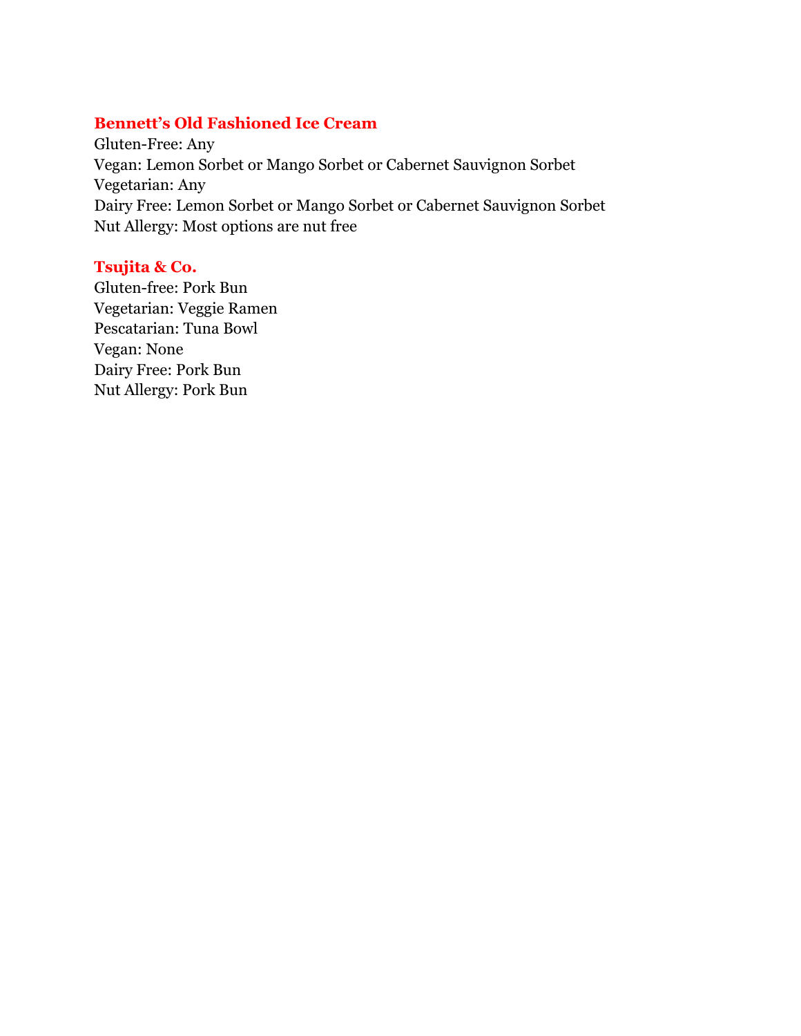**Bennett's Old Fashioned Ice Cream**

Gluten-Free: Any
Vegan: Lemon Sorbet or Mango Sorbet or Cabernet Sauvignon Sorbet
Vegetarian: Any
Dairy Free: Lemon Sorbet or Mango Sorbet or Cabernet Sauvignon Sorbet
Nut Allergy: Most options are nut free

**Tsujita & Co.**

Gluten-free: Pork Bun
Vegetarian: Veggie Ramen
Pescatarian: Tuna Bowl
Vegan: None
Dairy Free: Pork Bun
Nut Allergy: Pork Bun